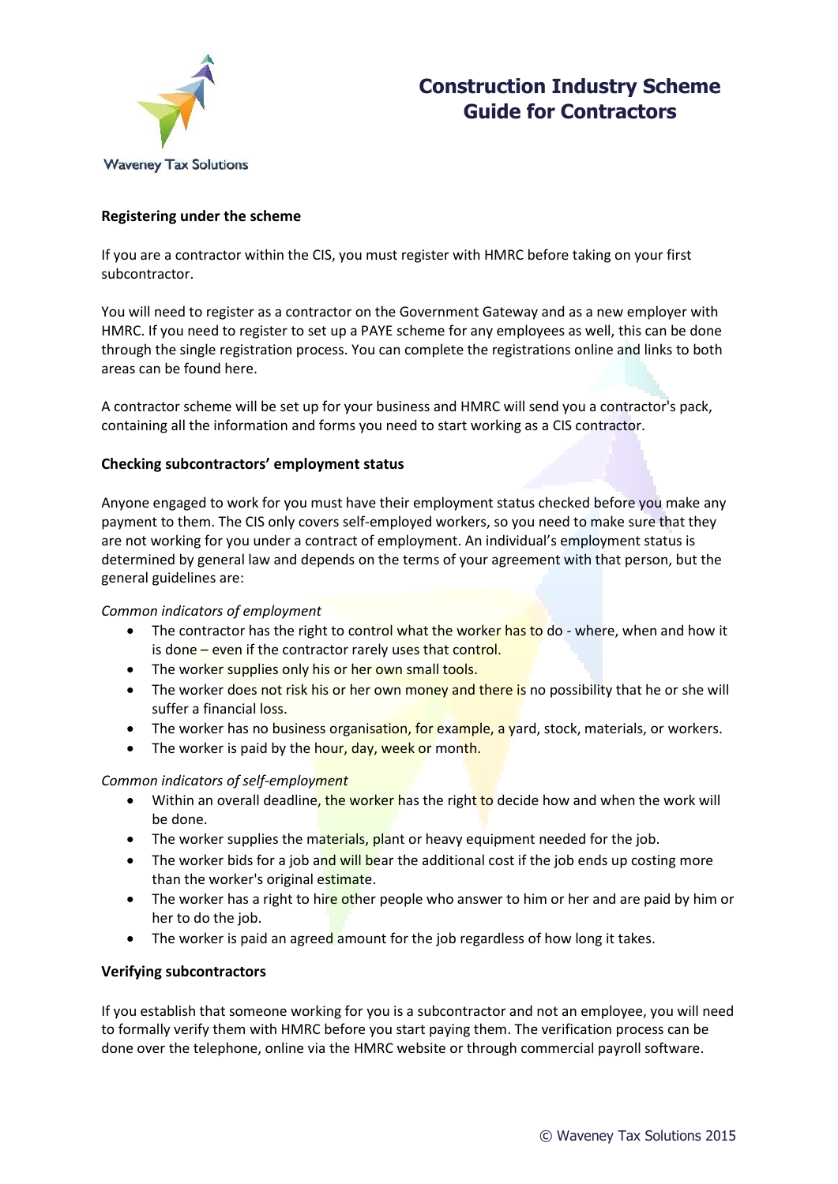Waveney Tax Solutions

# Construction Industry Scheme Guide for Contractors

## Registering under the scheme

If you are a contractor within the CIS, you must register with HMRC before taking on your first subcontractor.

You will need to register as a contractor on the Government Gateway and as a new employer with HMRC. If you need to register to set up a PAYE scheme for any employees as well, this can be done through the single registration process. You can complete the registrations online and links to both areas can be found here.

A contractor scheme will be set up for your business and HMRC will send you a contractor's pack, containing all the information and forms you need to start working as a CIS contractor.

## Checking subcontractors' employment status

Anyone engaged to work for you must have their employment status checked before you make any payment to them. The CIS only covers self-employed workers, so you need to make sure that they are not working for you under a contract of employment. An individual's employment status is determined by general law and depends on the terms of your agreement with that person, but the general guidelines are:

*Common indicators of employment*

- The contractor has the right to control what the worker has to do - where, when and how it is done – even if the contractor rarely uses that control.
- The worker supplies only his or her own small tools.
- The worker does not risk his or her own money and there is no possibility that he or she will suffer a financial loss.
- The worker has no business organisation, for example, a yard, stock, materials, or workers.
- The worker is paid by the hour, day, week or month.

*Common indicators of self-employment*

- Within an overall deadline, the worker has the right to decide how and when the work will be done.
- The worker supplies the materials, plant or heavy equipment needed for the job.
- The worker bids for a job and will bear the additional cost if the job ends up costing more than the worker's original estimate.
- The worker has a right to hire other people who answer to him or her and are paid by him or her to do the job.
- The worker is paid an agreed amount for the job regardless of how long it takes.

## Verifying subcontractors

If you establish that someone working for you is a subcontractor and not an employee, you will need to formally verify them with HMRC before you start paying them. The verification process can be done over the telephone, online via the HMRC website or through commercial payroll software.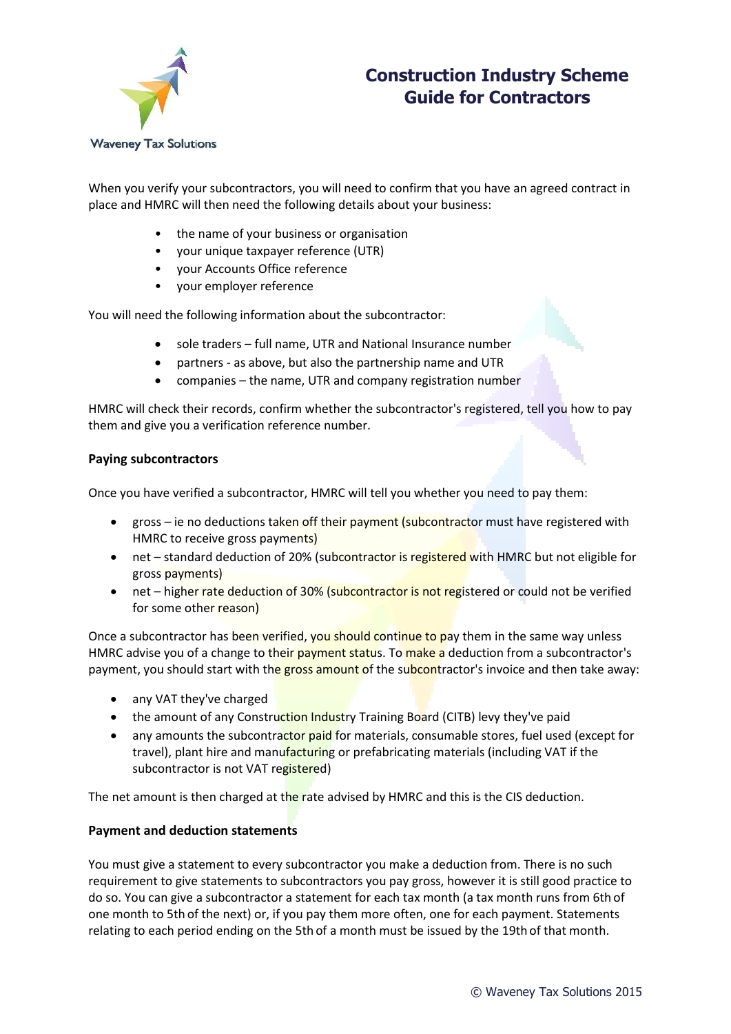# Construction Industry Scheme Guide for Contractors

When you verify your subcontractors, you will need to confirm that you have an agreed contract in place and HMRC will then need the following details about your business:

- the name of your business or organisation
- your unique taxpayer reference (UTR)
- your Accounts Office reference
- your employer reference

You will need the following information about the subcontractor:

- sole traders – full name, UTR and National Insurance number
- partners - as above, but also the partnership name and UTR
- companies – the name, UTR and company registration number

HMRC will check their records, confirm whether the subcontractor's registered, tell you how to pay them and give you a verification reference number.

**Paying subcontractors**

Once you have verified a subcontractor, HMRC will tell you whether you need to pay them:

- gross – ie no deductions taken off their payment (subcontractor must have registered with HMRC to receive gross payments)
- net – standard deduction of 20% (subcontractor is registered with HMRC but not eligible for gross payments)
- net – higher rate deduction of 30% (subcontractor is not registered or could not be verified for some other reason)

Once a subcontractor has been verified, you should continue to pay them in the same way unless HMRC advise you of a change to their payment status. To make a deduction from a subcontractor's payment, you should start with the gross amount of the subcontractor's invoice and then take away:

- any VAT they've charged
- the amount of any Construction Industry Training Board (CITB) levy they've paid
- any amounts the subcontractor paid for materials, consumable stores, fuel used (except for travel), plant hire and manufacturing or prefabricating materials (including VAT if the subcontractor is not VAT registered)

The net amount is then charged at the rate advised by HMRC and this is the CIS deduction.

**Payment and deduction statements**

You must give a statement to every subcontractor you make a deduction from. There is no such requirement to give statements to subcontractors you pay gross, however it is still good practice to do so. You can give a subcontractor a statement for each tax month (a tax month runs from 6th of one month to 5th of the next) or, if you pay them more often, one for each payment. Statements relating to each period ending on the 5th of a month must be issued by the 19th of that month.

© Waveney Tax Solutions 2015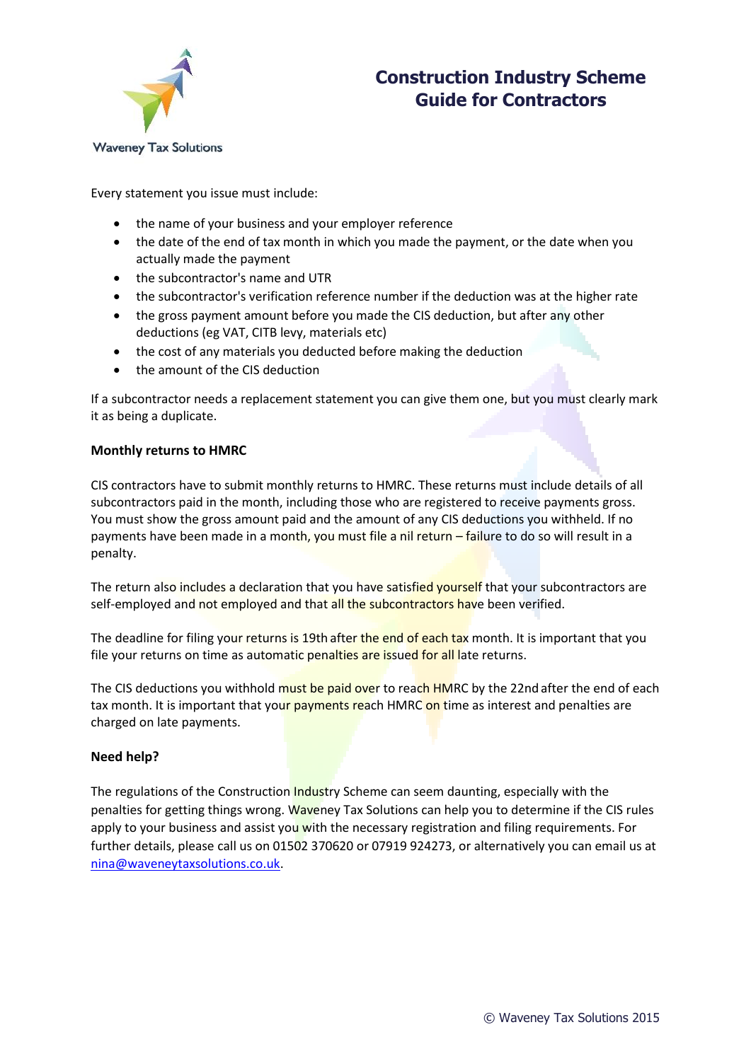Every statement you issue must include:

- the name of your business and your employer reference
- the date of the end of tax month in which you made the payment, or the date when you actually made the payment
- the subcontractor's name and UTR
- the subcontractor's verification reference number if the deduction was at the higher rate
- the gross payment amount before you made the CIS deduction, but after any other deductions (eg VAT, CITB levy, materials etc)
- the cost of any materials you deducted before making the deduction
- the amount of the CIS deduction

If a subcontractor needs a replacement statement you can give them one, but you must clearly mark it as being a duplicate.

**Monthly returns to HMRC**

CIS contractors have to submit monthly returns to HMRC. These returns must include details of all subcontractors paid in the month, including those who are registered to receive payments gross. You must show the gross amount paid and the amount of any CIS deductions you withheld. If no payments have been made in a month, you must file a nil return – failure to do so will result in a penalty.

The return also includes a declaration that you have satisfied yourself that your subcontractors are self-employed and not employed and that all the subcontractors have been verified.

The deadline for filing your returns is 19th after the end of each tax month. It is important that you file your returns on time as automatic penalties are issued for all late returns.

The CIS deductions you withhold must be paid over to reach HMRC by the 22nd after the end of each tax month. It is important that your payments reach HMRC on time as interest and penalties are charged on late payments.

**Need help?**

The regulations of the Construction Industry Scheme can seem daunting, especially with the penalties for getting things wrong. Waveney Tax Solutions can help you to determine if the CIS rules apply to your business and assist you with the necessary registration and filing requirements. For further details, please call us on 01502 370620 or 07919 924273, or alternatively you can email us at nina@waveneytaxsolutions.co.uk.